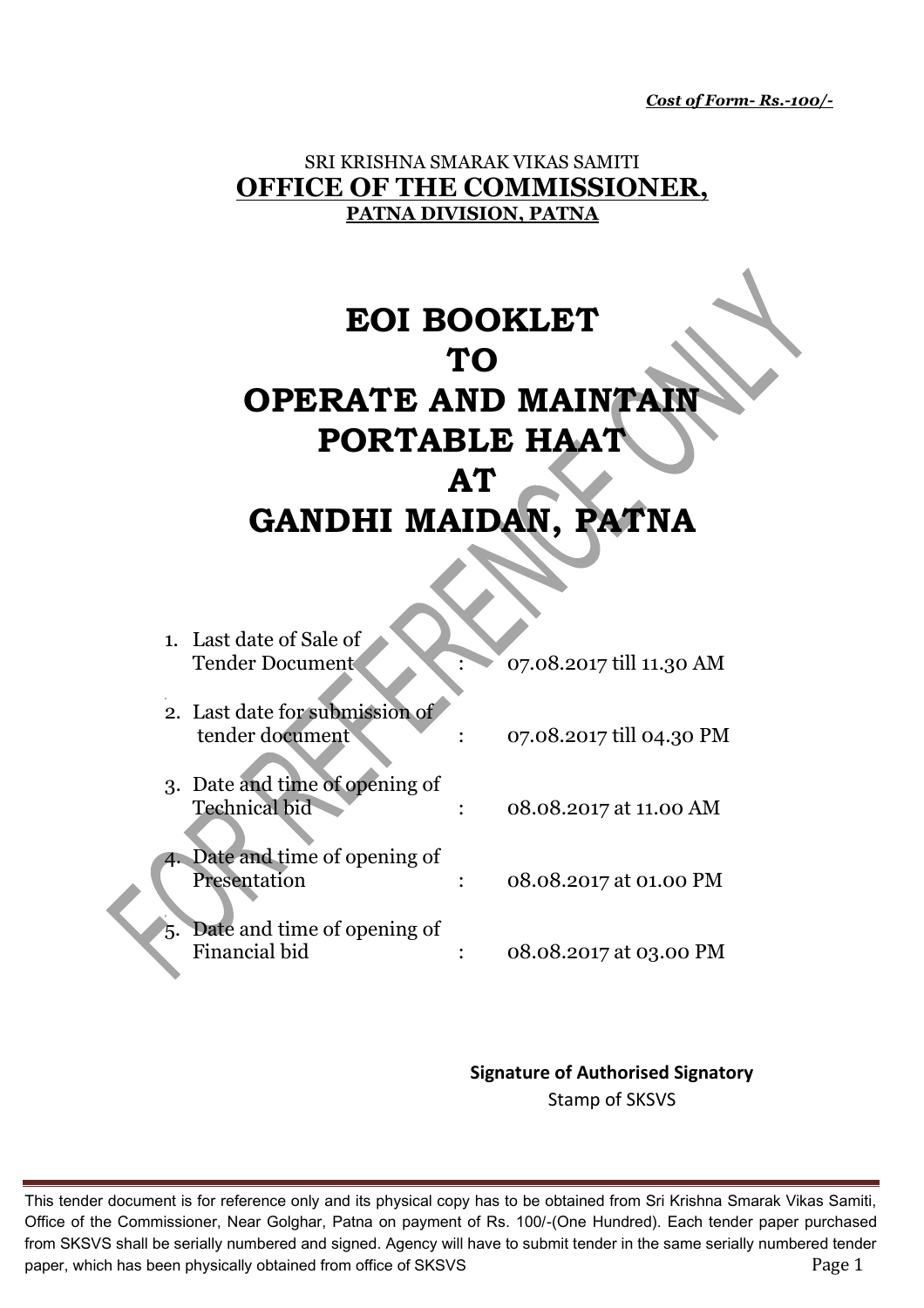***Cost of Form- Rs.-100/-***

SRI KRISHNA SMARAK VIKAS SAMITI

**OFFICE OF THE COMMISSIONER,**

**PATNA DIVISION, PATNA**

# EOI BOOKLET TO OPERATE AND MAINTAIN PORTABLE HAAT AT GANDHI MAIDAN, PATNA

1. Last date of Sale of Tender Document : 07.08.2017 till 11.30 AM
2. Last date for submission of tender document : 07.08.2017 till 04.30 PM
3. Date and time of opening of Technical bid : 08.08.2017 at 11.00 AM
4. Date and time of opening of Presentation : 08.08.2017 at 01.00 PM
5. Date and time of opening of Financial bid : 08.08.2017 at 03.00 PM

**Signature of Authorised Signatory**

Stamp of SKSVS

This tender document is for reference only and its physical copy has to be obtained from Sri Krishna Smarak Vikas Samiti, Office of the Commissioner, Near Golghar, Patna on payment of Rs. 100/-(One Hundred). Each tender paper purchased from SKSVS shall be serially numbered and signed. Agency will have to submit tender in the same serially numbered tender paper, which has been physically obtained from office of SKSVS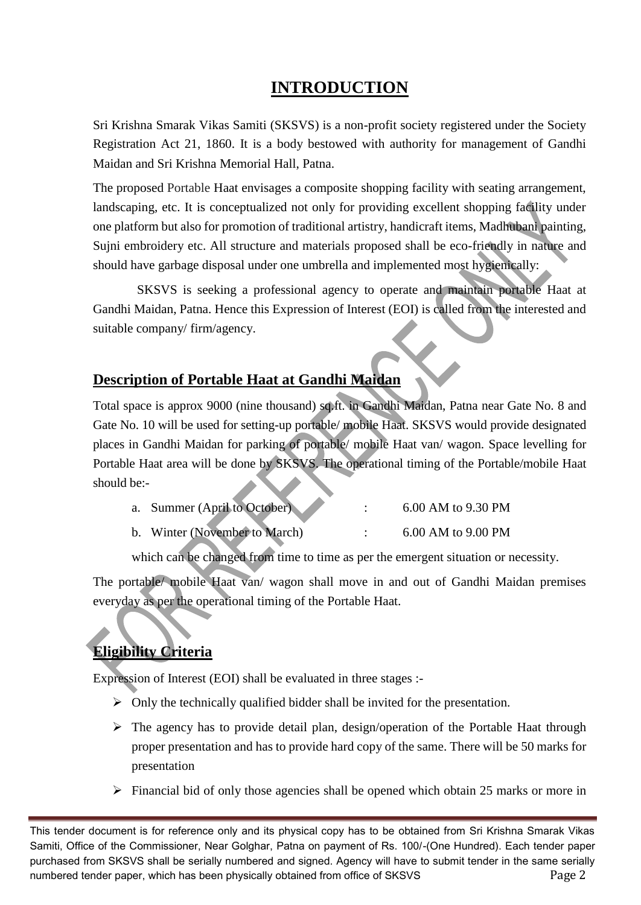# INTRODUCTION

Sri Krishna Smarak Vikas Samiti (SKSVS) is a non-profit society registered under the Society Registration Act 21, 1860. It is a body bestowed with authority for management of Gandhi Maidan and Sri Krishna Memorial Hall, Patna.

The proposed Portable Haat envisages a composite shopping facility with seating arrangement, landscaping, etc. It is conceptualized not only for providing excellent shopping facility under one platform but also for promotion of traditional artistry, handicraft items, Madhubani painting, Sujni embroidery etc. All structure and materials proposed shall be eco-friendly in nature and should have garbage disposal under one umbrella and implemented most hygienically:

SKSVS is seeking a professional agency to operate and maintain portable Haat at Gandhi Maidan, Patna. Hence this Expression of Interest (EOI) is called from the interested and suitable company/ firm/agency.

## Description of Portable Haat at Gandhi Maidan

Total space is approx 9000 (nine thousand) sq.ft. in Gandhi Maidan, Patna near Gate No. 8 and Gate No. 10 will be used for setting-up portable/ mobile Haat. SKSVS would provide designated places in Gandhi Maidan for parking of portable/ mobile Haat van/ wagon. Space levelling for Portable Haat area will be done by SKSVS. The operational timing of the Portable/mobile Haat should be:-

a. Summer (April to October) : 6.00 AM to 9.30 PM

b. Winter (November to March) : 6.00 AM to 9.00 PM

which can be changed from time to time as per the emergent situation or necessity.

The portable/ mobile Haat van/ wagon shall move in and out of Gandhi Maidan premises everyday as per the operational timing of the Portable Haat.

## Eligibility Criteria

Expression of Interest (EOI) shall be evaluated in three stages :-

- Only the technically qualified bidder shall be invited for the presentation.
- The agency has to provide detail plan, design/operation of the Portable Haat through proper presentation and has to provide hard copy of the same. There will be 50 marks for presentation
- Financial bid of only those agencies shall be opened which obtain 25 marks or more in

This tender document is for reference only and its physical copy has to be obtained from Sri Krishna Smarak Vikas Samiti, Office of the Commissioner, Near Golghar, Patna on payment of Rs. 100/-(One Hundred). Each tender paper purchased from SKSVS shall be serially numbered and signed. Agency will have to submit tender in the same serially numbered tender paper, which has been physically obtained from office of SKSVS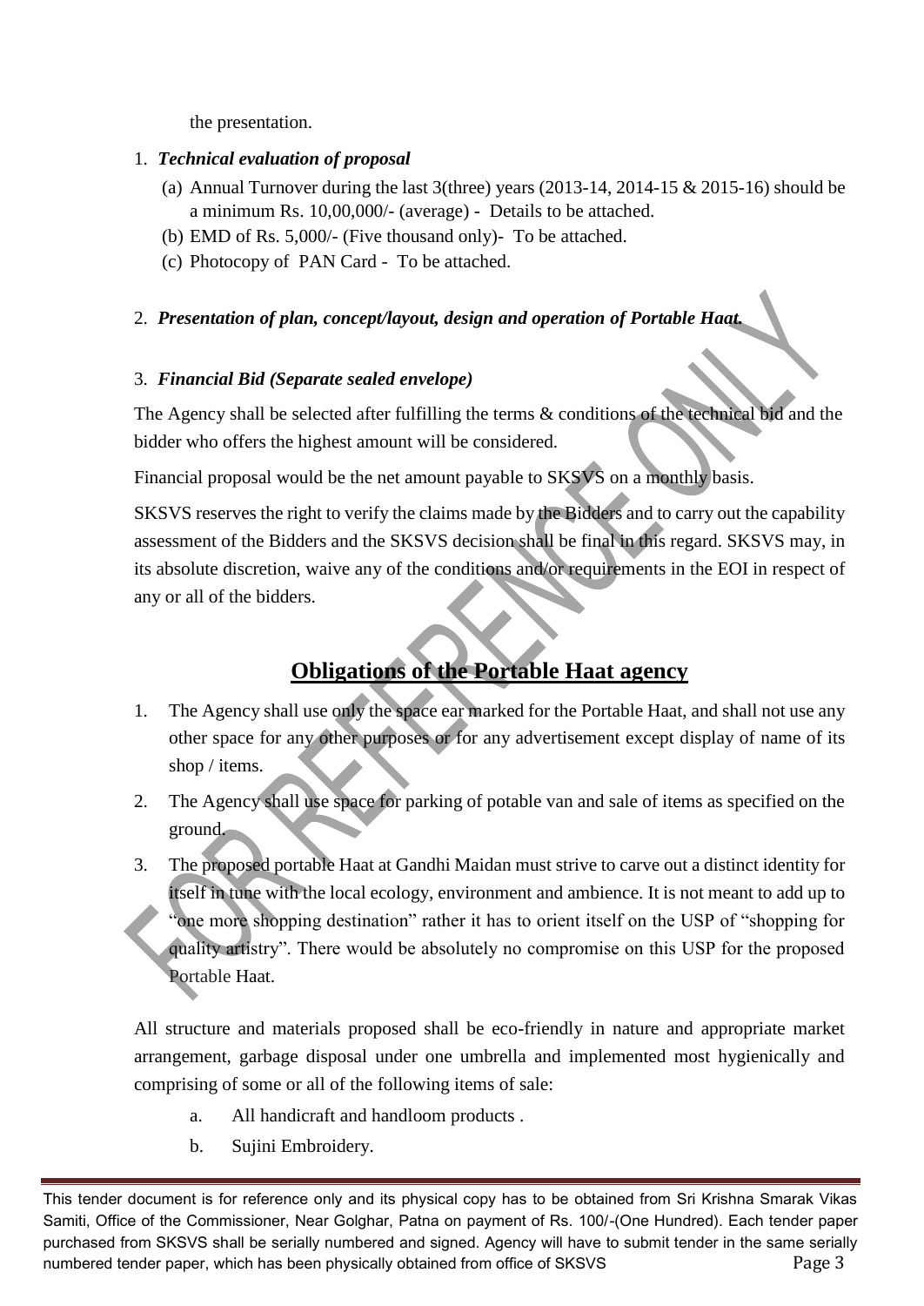the presentation.

1. ***Technical evaluation of proposal***
   (a) Annual Turnover during the last 3(three) years (2013-14, 2014-15 & 2015-16) should be a minimum Rs. 10,00,000/- (average) - Details to be attached.
   (b) EMD of Rs. 5,000/- (Five thousand only)- To be attached.
   (c) Photocopy of PAN Card - To be attached.

2. ***Presentation of plan, concept/layout, design and operation of Portable Haat.***

3. ***Financial Bid (Separate sealed envelope)***

The Agency shall be selected after fulfilling the terms & conditions of the technical bid and the bidder who offers the highest amount will be considered.

Financial proposal would be the net amount payable to SKSVS on a monthly basis.

SKSVS reserves the right to verify the claims made by the Bidders and to carry out the capability assessment of the Bidders and the SKSVS decision shall be final in this regard. SKSVS may, in its absolute discretion, waive any of the conditions and/or requirements in the EOI in respect of any or all of the bidders.

## Obligations of the Portable Haat agency

1. The Agency shall use only the space ear marked for the Portable Haat, and shall not use any other space for any other purposes or for any advertisement except display of name of its shop / items.
2. The Agency shall use space for parking of potable van and sale of items as specified on the ground.
3. The proposed portable Haat at Gandhi Maidan must strive to carve out a distinct identity for itself in tune with the local ecology, environment and ambience. It is not meant to add up to "one more shopping destination" rather it has to orient itself on the USP of "shopping for quality artistry". There would be absolutely no compromise on this USP for the proposed Portable Haat.

All structure and materials proposed shall be eco-friendly in nature and appropriate market arrangement, garbage disposal under one umbrella and implemented most hygienically and comprising of some or all of the following items of sale:

a. All handicraft and handloom products .
b. Sujini Embroidery.

This tender document is for reference only and its physical copy has to be obtained from Sri Krishna Smarak Vikas Samiti, Office of the Commissioner, Near Golghar, Patna on payment of Rs. 100/-(One Hundred). Each tender paper purchased from SKSVS shall be serially numbered and signed. Agency will have to submit tender in the same serially numbered tender paper, which has been physically obtained from office of SKSVS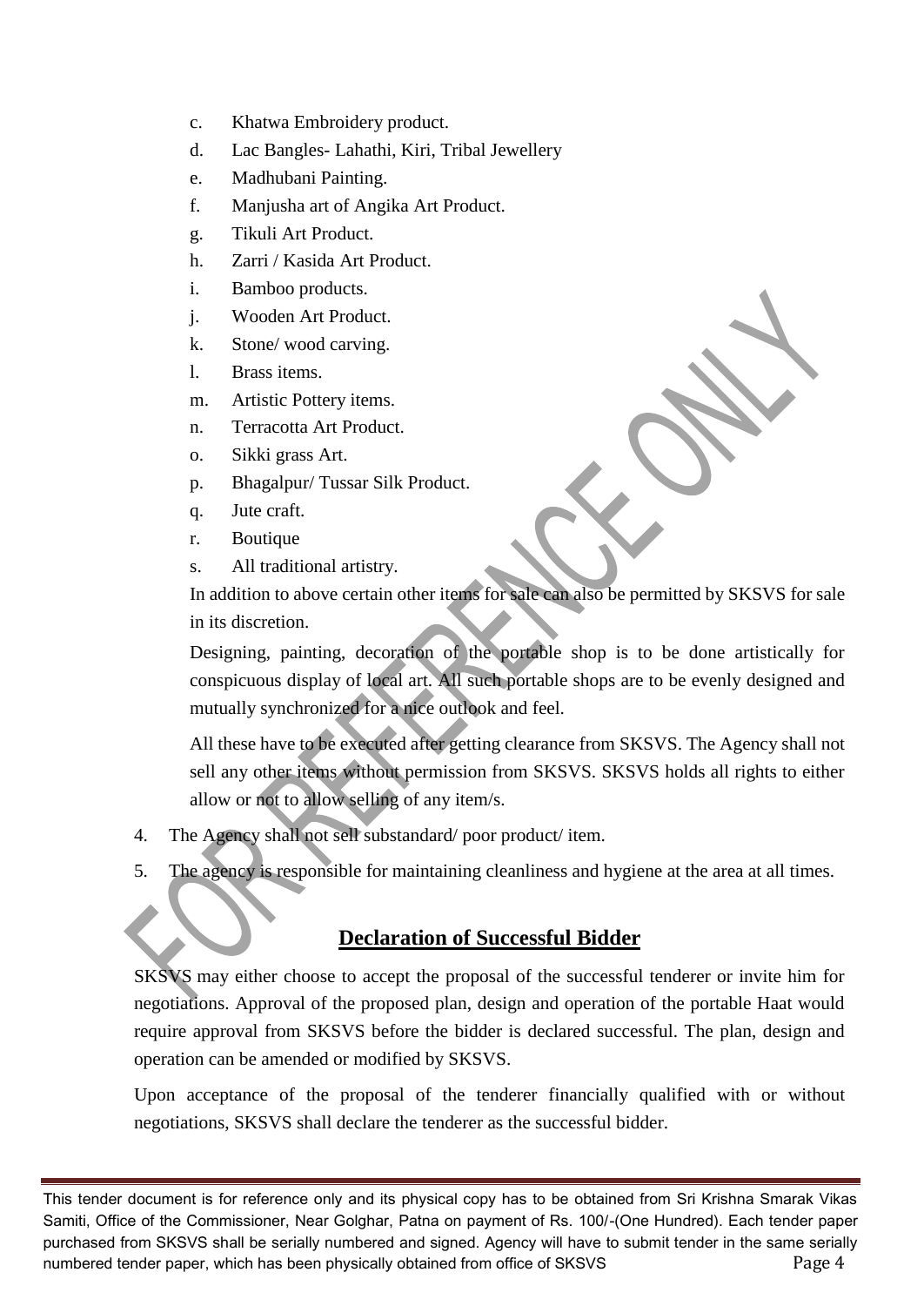c. Khatwa Embroidery product.
d. Lac Bangles- Lahathi, Kiri, Tribal Jewellery
e. Madhubani Painting.
f. Manjusha art of Angika Art Product.
g. Tikuli Art Product.
h. Zarri / Kasida Art Product.
i. Bamboo products.
j. Wooden Art Product.
k. Stone/ wood carving.
l. Brass items.
m. Artistic Pottery items.
n. Terracotta Art Product.
o. Sikki grass Art.
p. Bhagalpur/ Tussar Silk Product.
q. Jute craft.
r. Boutique
s. All traditional artistry.

In addition to above certain other items for sale can also be permitted by SKSVS for sale in its discretion.

Designing, painting, decoration of the portable shop is to be done artistically for conspicuous display of local art. All such portable shops are to be evenly designed and mutually synchronized for a nice outlook and feel.

All these have to be executed after getting clearance from SKSVS. The Agency shall not sell any other items without permission from SKSVS. SKSVS holds all rights to either allow or not to allow selling of any item/s.

4. The Agency shall not sell substandard/ poor product/ item.
5. The agency is responsible for maintaining cleanliness and hygiene at the area at all times.

## Declaration of Successful Bidder

SKSVS may either choose to accept the proposal of the successful tenderer or invite him for negotiations. Approval of the proposed plan, design and operation of the portable Haat would require approval from SKSVS before the bidder is declared successful. The plan, design and operation can be amended or modified by SKSVS.

Upon acceptance of the proposal of the tenderer financially qualified with or without negotiations, SKSVS shall declare the tenderer as the successful bidder.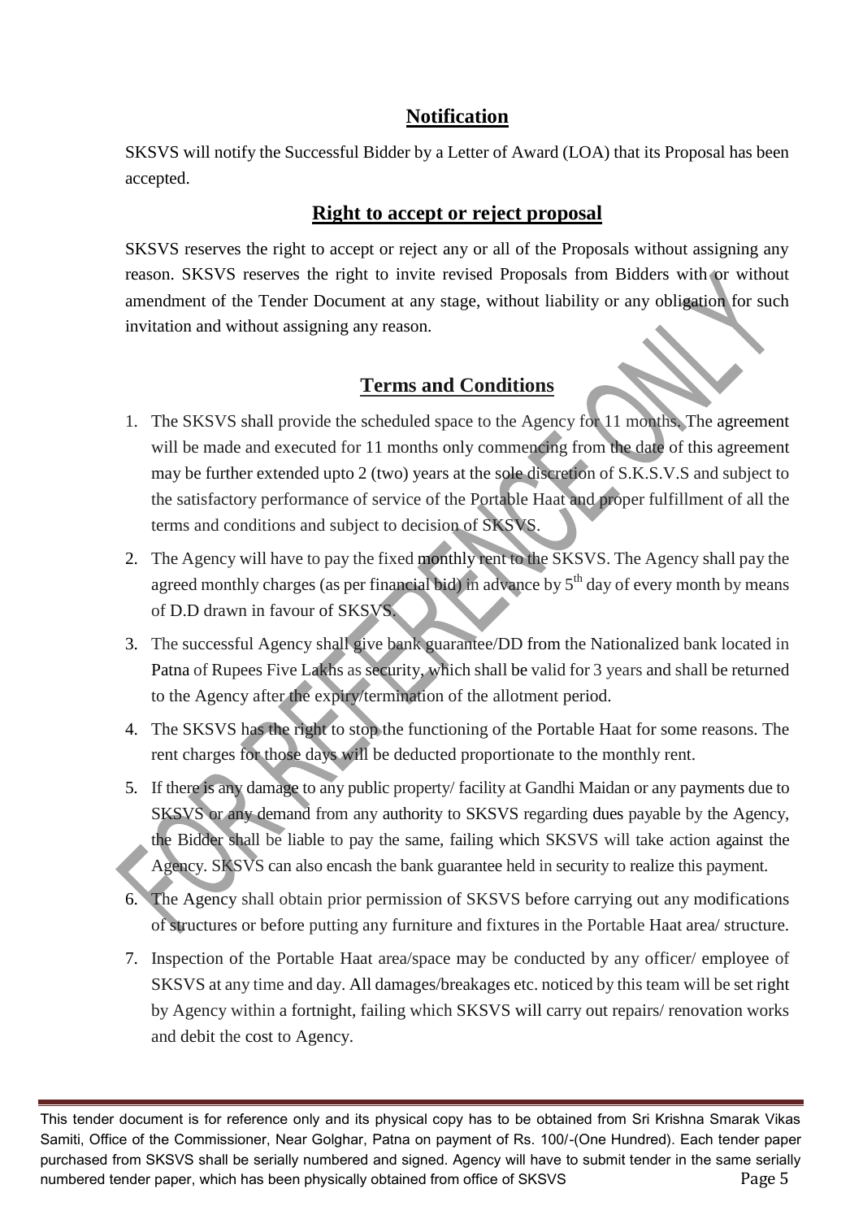## Notification

SKSVS will notify the Successful Bidder by a Letter of Award (LOA) that its Proposal has been accepted.

## Right to accept or reject proposal

SKSVS reserves the right to accept or reject any or all of the Proposals without assigning any reason. SKSVS reserves the right to invite revised Proposals from Bidders with or without amendment of the Tender Document at any stage, without liability or any obligation for such invitation and without assigning any reason.

## Terms and Conditions

1. The SKSVS shall provide the scheduled space to the Agency for 11 months. The agreement will be made and executed for 11 months only commencing from the date of this agreement may be further extended upto 2 (two) years at the sole discretion of S.K.S.V.S and subject to the satisfactory performance of service of the Portable Haat and proper fulfillment of all the terms and conditions and subject to decision of SKSVS.
2. The Agency will have to pay the fixed monthly rent to the SKSVS. The Agency shall pay the agreed monthly charges (as per financial bid) in advance by 5th day of every month by means of D.D drawn in favour of SKSVS.
3. The successful Agency shall give bank guarantee/DD from the Nationalized bank located in Patna of Rupees Five Lakhs as security, which shall be valid for 3 years and shall be returned to the Agency after the expiry/termination of the allotment period.
4. The SKSVS has the right to stop the functioning of the Portable Haat for some reasons. The rent charges for those days will be deducted proportionate to the monthly rent.
5. If there is any damage to any public property/ facility at Gandhi Maidan or any payments due to SKSVS or any demand from any authority to SKSVS regarding dues payable by the Agency, the Bidder shall be liable to pay the same, failing which SKSVS will take action against the Agency. SKSVS can also encash the bank guarantee held in security to realize this payment.
6. The Agency shall obtain prior permission of SKSVS before carrying out any modifications of structures or before putting any furniture and fixtures in the Portable Haat area/ structure.
7. Inspection of the Portable Haat area/space may be conducted by any officer/ employee of SKSVS at any time and day. All damages/breakages etc. noticed by this team will be set right by Agency within a fortnight, failing which SKSVS will carry out repairs/ renovation works and debit the cost to Agency.

This tender document is for reference only and its physical copy has to be obtained from Sri Krishna Smarak Vikas Samiti, Office of the Commissioner, Near Golghar, Patna on payment of Rs. 100/-(One Hundred). Each tender paper purchased from SKSVS shall be serially numbered and signed. Agency will have to submit tender in the same serially numbered tender paper, which has been physically obtained from office of SKSVS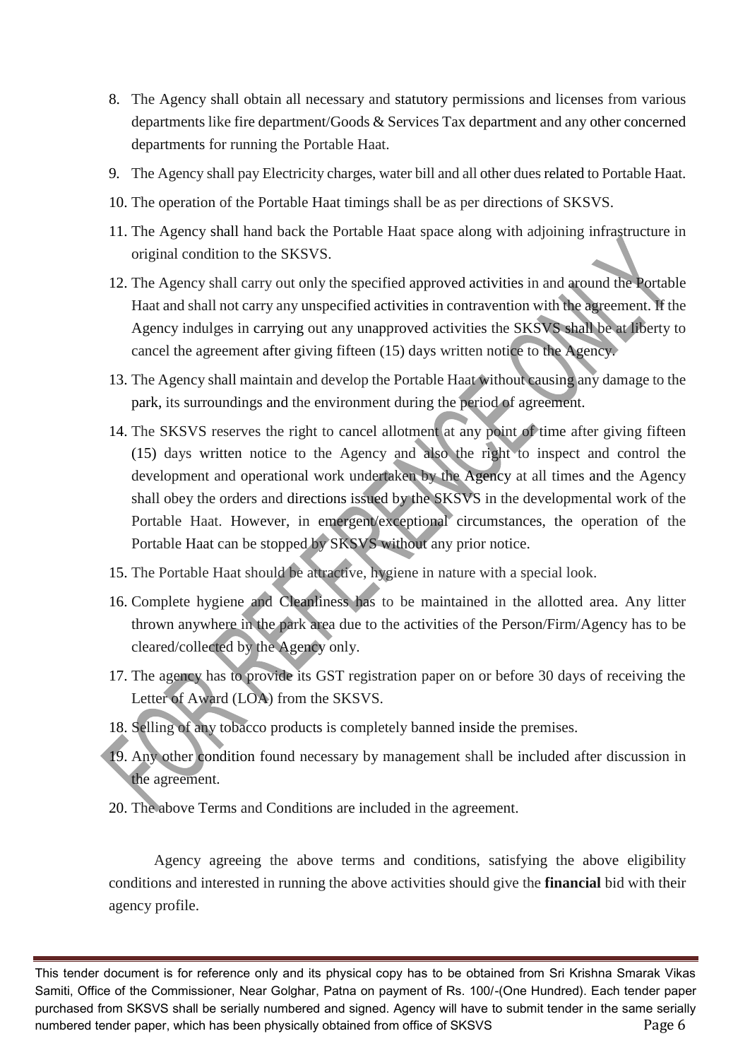8. The Agency shall obtain all necessary and statutory permissions and licenses from various departments like fire department/Goods & Services Tax department and any other concerned departments for running the Portable Haat.
9. The Agency shall pay Electricity charges, water bill and all other dues related to Portable Haat.
10. The operation of the Portable Haat timings shall be as per directions of SKSVS.
11. The Agency shall hand back the Portable Haat space along with adjoining infrastructure in original condition to the SKSVS.
12. The Agency shall carry out only the specified approved activities in and around the Portable Haat and shall not carry any unspecified activities in contravention with the agreement. If the Agency indulges in carrying out any unapproved activities the SKSVS shall be at liberty to cancel the agreement after giving fifteen (15) days written notice to the Agency.
13. The Agency shall maintain and develop the Portable Haat without causing any damage to the park, its surroundings and the environment during the period of agreement.
14. The SKSVS reserves the right to cancel allotment at any point of time after giving fifteen (15) days written notice to the Agency and also the right to inspect and control the development and operational work undertaken by the Agency at all times and the Agency shall obey the orders and directions issued by the SKSVS in the developmental work of the Portable Haat. However, in emergent/exceptional circumstances, the operation of the Portable Haat can be stopped by SKSVS without any prior notice.
15. The Portable Haat should be attractive, hygiene in nature with a special look.
16. Complete hygiene and Cleanliness has to be maintained in the allotted area. Any litter thrown anywhere in the park area due to the activities of the Person/Firm/Agency has to be cleared/collected by the Agency only.
17. The agency has to provide its GST registration paper on or before 30 days of receiving the Letter of Award (LOA) from the SKSVS.
18. Selling of any tobacco products is completely banned inside the premises.
19. Any other condition found necessary by management shall be included after discussion in the agreement.
20. The above Terms and Conditions are included in the agreement.

Agency agreeing the above terms and conditions, satisfying the above eligibility conditions and interested in running the above activities should give the **financial** bid with their agency profile.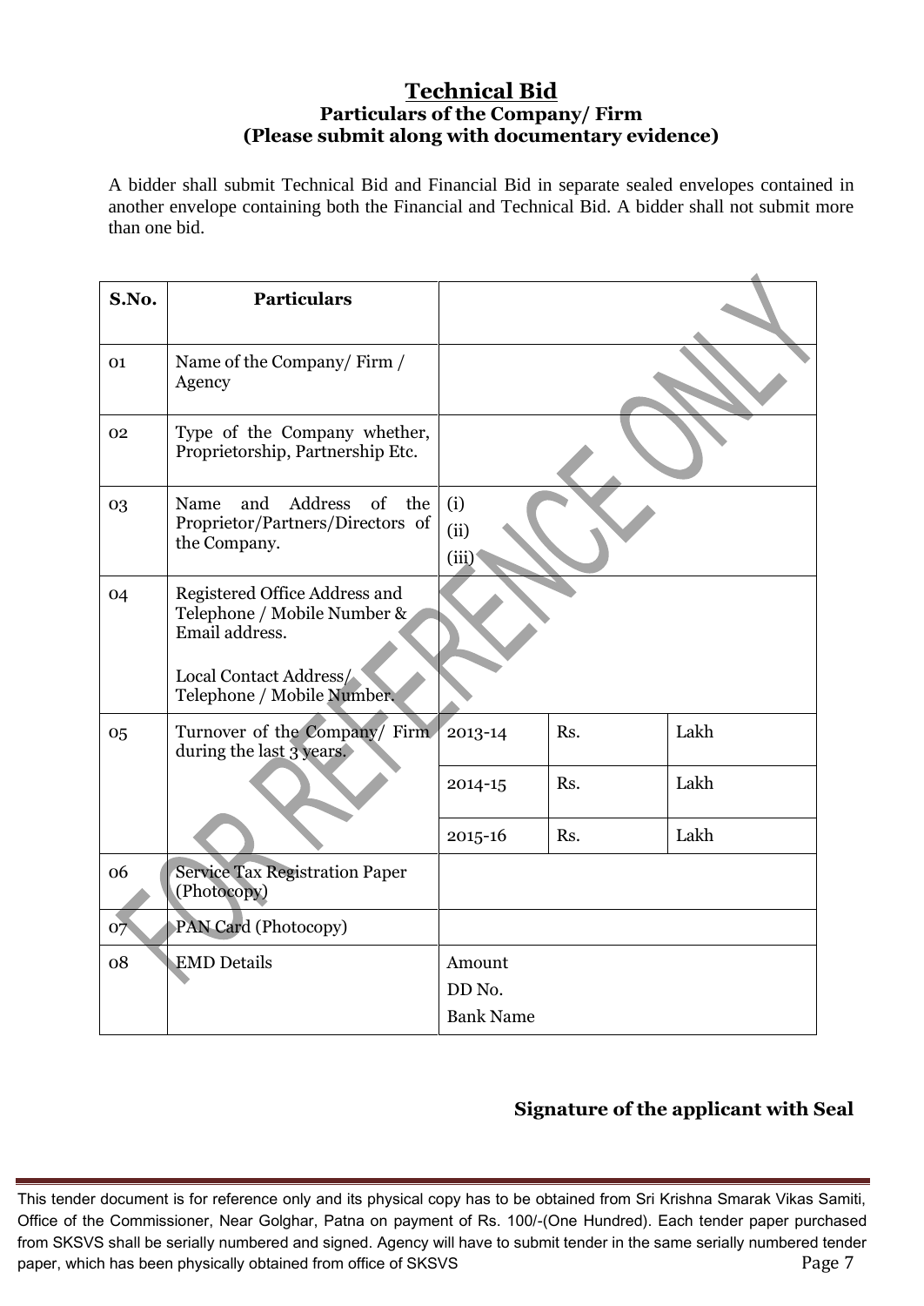# Technical Bid

## Particulars of the Company/ Firm

### (Please submit along with documentary evidence)

A bidder shall submit Technical Bid and Financial Bid in separate sealed envelopes contained in another envelope containing both the Financial and Technical Bid. A bidder shall not submit more than one bid.

| S.No. | Particulars | | | |
|---|---|---|---|---|
| 01 | Name of the Company/ Firm / Agency | | | |
| 02 | Type of the Company whether, Proprietorship, Partnership Etc. | | | |
| 03 | Name and Address of the Proprietor/Partners/Directors of the Company. | (i)<br>(ii)<br>(iii) | | |
| 04 | Registered Office Address and Telephone / Mobile Number & Email address.<br><br>Local Contact Address/ Telephone / Mobile Number. | | | |
| 05 | Turnover of the Company/ Firm during the last 3 years. | 2013-14 | Rs. | Lakh |
| | | 2014-15 | Rs. | Lakh |
| | | 2015-16 | Rs. | Lakh |
| 06 | Service Tax Registration Paper (Photocopy) | | | |
| 07 | PAN Card (Photocopy) | | | |
| 08 | EMD Details | Amount<br>DD No.<br>Bank Name | | |

**Signature of the applicant with Seal**

This tender document is for reference only and its physical copy has to be obtained from Sri Krishna Smarak Vikas Samiti, Office of the Commissioner, Near Golghar, Patna on payment of Rs. 100/-(One Hundred). Each tender paper purchased from SKSVS shall be serially numbered and signed. Agency will have to submit tender in the same serially numbered tender paper, which has been physically obtained from office of SKSVS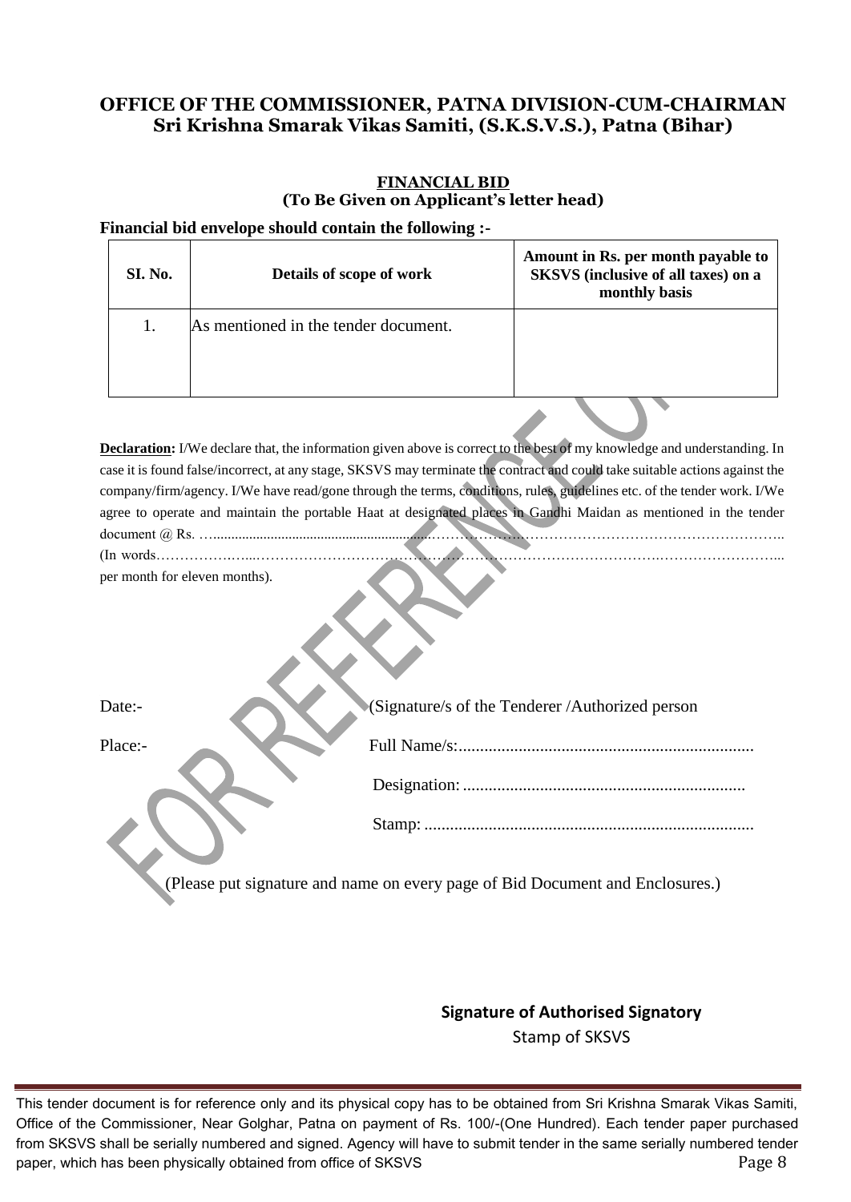## OFFICE OF THE COMMISSIONER, PATNA DIVISION-CUM-CHAIRMAN
## Sri Krishna Smarak Vikas Samiti, (S.K.S.V.S.), Patna (Bihar)

**FINANCIAL BID**
**(To Be Given on Applicant's letter head)**

**Financial bid envelope should contain the following :-**

| SI. No. | Details of scope of work | Amount in Rs. per month payable to SKSVS (inclusive of all taxes) on a monthly basis |
|---|---|---|
| 1. | As mentioned in the tender document. | |

**Declaration:** I/We declare that, the information given above is correct to the best of my knowledge and understanding. In case it is found false/incorrect, at any stage, SKSVS may terminate the contract and could take suitable actions against the company/firm/agency. I/We have read/gone through the terms, conditions, rules, guidelines etc. of the tender work. I/We agree to operate and maintain the portable Haat at designated places in Gandhi Maidan as mentioned in the tender document @ Rs. …......................................................……………………………………………………………….. (In words………………...……………………………………………………………………….……………………... per month for eleven months).

Date:- (Signature/s of the Tenderer /Authorized person

Place:- Full Name/s:....................................................................

Designation: .................................................................

Stamp: ............................................................................

(Please put signature and name on every page of Bid Document and Enclosures.)

**Signature of Authorised Signatory**
Stamp of SKSVS

This tender document is for reference only and its physical copy has to be obtained from Sri Krishna Smarak Vikas Samiti, Office of the Commissioner, Near Golghar, Patna on payment of Rs. 100/-(One Hundred). Each tender paper purchased from SKSVS shall be serially numbered and signed. Agency will have to submit tender in the same serially numbered tender paper, which has been physically obtained from office of SKSVS